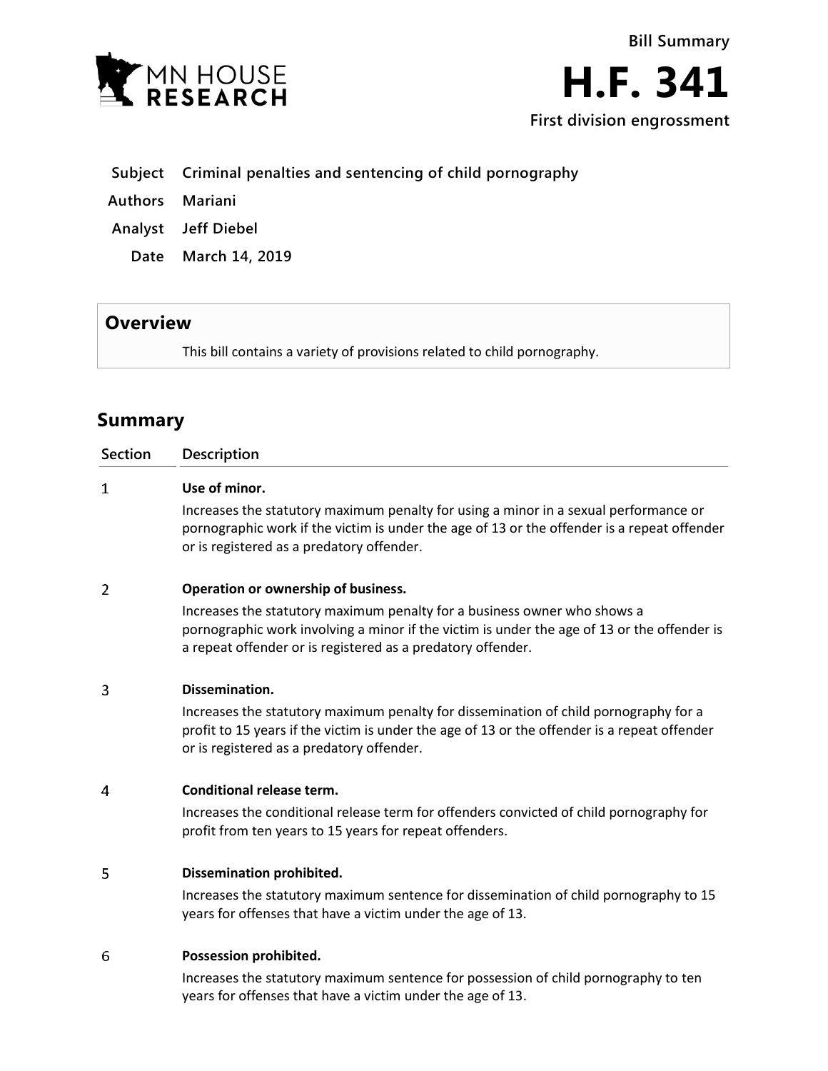Bill Summary

# H.F. 341

First division engrossment

| | |
|---|---|
| **Subject** | **Criminal penalties and sentencing of child pornography** |
| **Authors** | **Mariani** |
| **Analyst** | **Jeff Diebel** |
| **Date** | **March 14, 2019** |

## Overview

This bill contains a variety of provisions related to child pornography.

## Summary

| Section | Description |
|---|---|
| 1 | **Use of minor.**<br>Increases the statutory maximum penalty for using a minor in a sexual performance or pornographic work if the victim is under the age of 13 or the offender is a repeat offender or is registered as a predatory offender. |
| 2 | **Operation or ownership of business.**<br>Increases the statutory maximum penalty for a business owner who shows a pornographic work involving a minor if the victim is under the age of 13 or the offender is a repeat offender or is registered as a predatory offender. |
| 3 | **Dissemination.**<br>Increases the statutory maximum penalty for dissemination of child pornography for a profit to 15 years if the victim is under the age of 13 or the offender is a repeat offender or is registered as a predatory offender. |
| 4 | **Conditional release term.**<br>Increases the conditional release term for offenders convicted of child pornography for profit from ten years to 15 years for repeat offenders. |
| 5 | **Dissemination prohibited.**<br>Increases the statutory maximum sentence for dissemination of child pornography to 15 years for offenses that have a victim under the age of 13. |
| 6 | **Possession prohibited.**<br>Increases the statutory maximum sentence for possession of child pornography to ten years for offenses that have a victim under the age of 13. |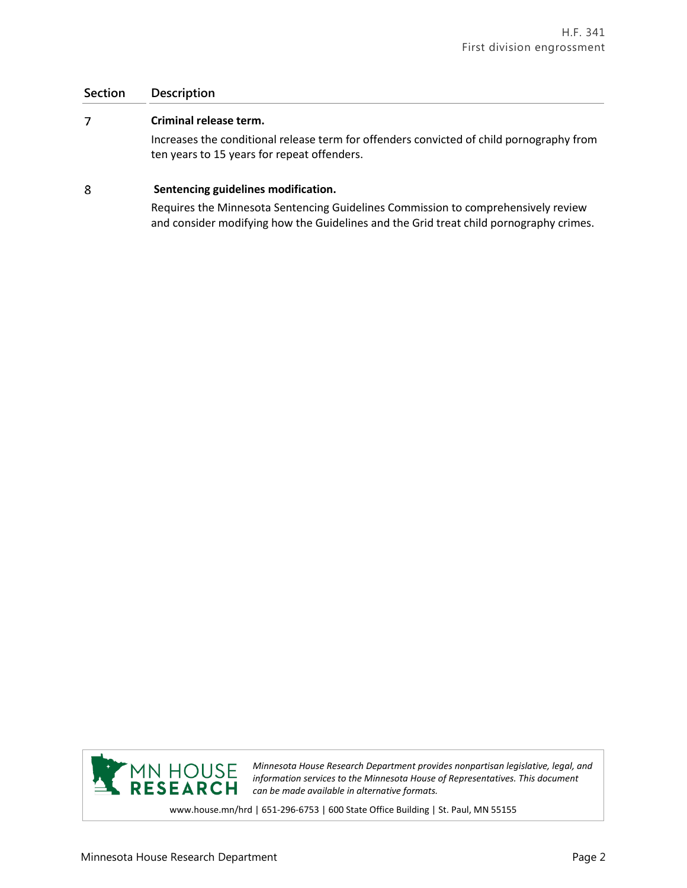| Section | Description |
|---|---|
| 7 | **Criminal release term.**<br>Increases the conditional release term for offenders convicted of child pornography from ten years to 15 years for repeat offenders. |
| 8 | **Sentencing guidelines modification.**<br>Requires the Minnesota Sentencing Guidelines Commission to comprehensively review and consider modifying how the Guidelines and the Grid treat child pornography crimes. |

MN HOUSE RESEARCH

*Minnesota House Research Department provides nonpartisan legislative, legal, and information services to the Minnesota House of Representatives. This document can be made available in alternative formats.*

www.house.mn/hrd | 651-296-6753 | 600 State Office Building | St. Paul, MN 55155